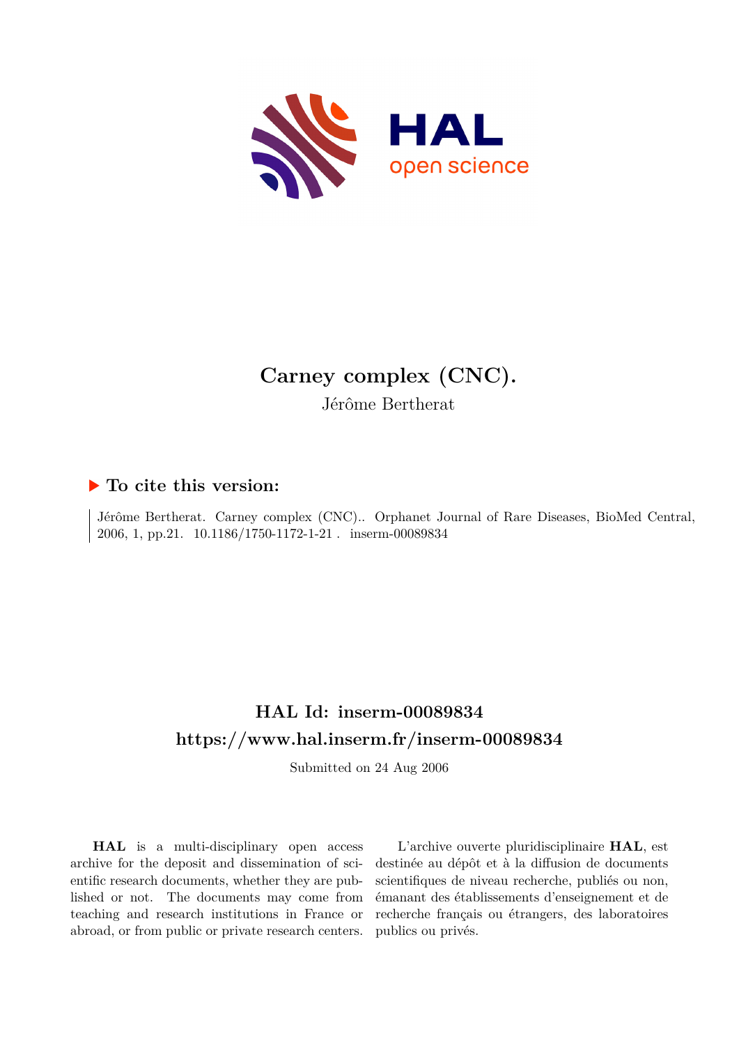# Carney complex (CNC).

Jérôme Bertherat

## ▶ To cite this version:

Jérôme Bertherat. Carney complex (CNC).. Orphanet Journal of Rare Diseases, BioMed Central, 2006, 1, pp.21. 10.1186/1750-1172-1-21 . inserm-00089834

## HAL Id: inserm-00089834

## https://www.hal.inserm.fr/inserm-00089834

Submitted on 24 Aug 2006

**HAL** is a multi-disciplinary open access archive for the deposit and dissemination of scientific research documents, whether they are published or not. The documents may come from teaching and research institutions in France or abroad, or from public or private research centers.

L'archive ouverte pluridisciplinaire **HAL**, est destinée au dépôt et à la diffusion de documents scientifiques de niveau recherche, publiés ou non, émanant des établissements d'enseignement et de recherche français ou étrangers, des laboratoires publics ou privés.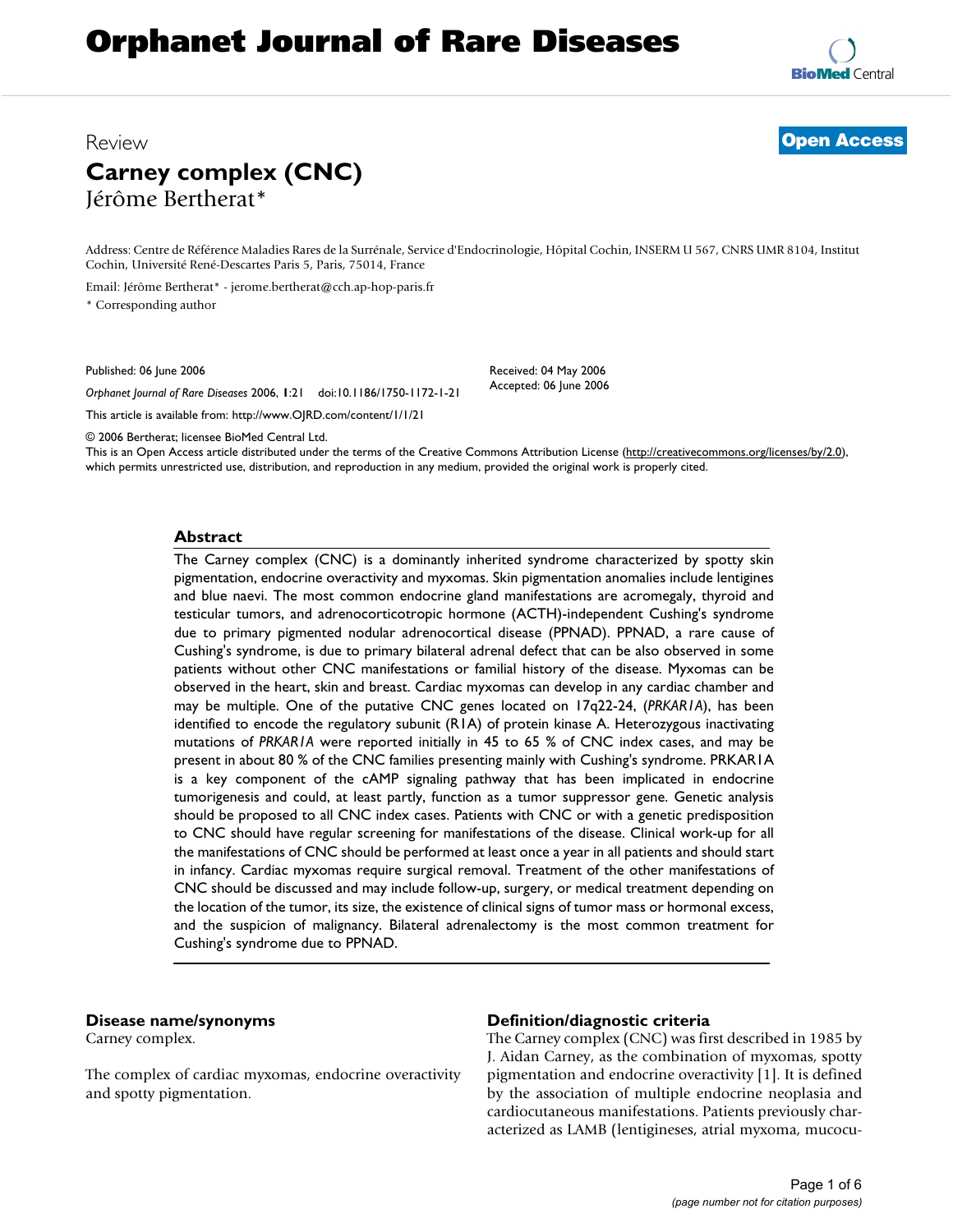# Orphanet Journal of Rare Diseases

## Review

# Carney complex (CNC)

Jérôme Bertherat*

Address: Centre de Référence Maladies Rares de la Surrénale, Service d'Endocrinologie, Hôpital Cochin, INSERM U 567, CNRS UMR 8104, Institut Cochin, Université René-Descartes Paris 5, Paris, 75014, France

Email: Jérôme Bertherat* - jerome.bertherat@cch.ap-hop-paris.fr

\* Corresponding author

Published: 06 June 2006

Received: 04 May 2006

Accepted: 06 June 2006

*Orphanet Journal of Rare Diseases* 2006, **1**:21 doi:10.1186/1750-1172-1-21

This article is available from: http://www.OJRD.com/content/1/1/21

© 2006 Bertherat; licensee BioMed Central Ltd.

This is an Open Access article distributed under the terms of the Creative Commons Attribution License (http://creativecommons.org/licenses/by/2.0), which permits unrestricted use, distribution, and reproduction in any medium, provided the original work is properly cited.

## Abstract

The Carney complex (CNC) is a dominantly inherited syndrome characterized by spotty skin pigmentation, endocrine overactivity and myxomas. Skin pigmentation anomalies include lentigines and blue naevi. The most common endocrine gland manifestations are acromegaly, thyroid and testicular tumors, and adrenocorticotropic hormone (ACTH)-independent Cushing's syndrome due to primary pigmented nodular adrenocortical disease (PPNAD). PPNAD, a rare cause of Cushing's syndrome, is due to primary bilateral adrenal defect that can be also observed in some patients without other CNC manifestations or familial history of the disease. Myxomas can be observed in the heart, skin and breast. Cardiac myxomas can develop in any cardiac chamber and may be multiple. One of the putative CNC genes located on 17q22-24, (*PRKAR1A*), has been identified to encode the regulatory subunit (R1A) of protein kinase A. Heterozygous inactivating mutations of *PRKAR1A* were reported initially in 45 to 65 % of CNC index cases, and may be present in about 80 % of the CNC families presenting mainly with Cushing's syndrome. PRKAR1A is a key component of the cAMP signaling pathway that has been implicated in endocrine tumorigenesis and could, at least partly, function as a tumor suppressor gene. Genetic analysis should be proposed to all CNC index cases. Patients with CNC or with a genetic predisposition to CNC should have regular screening for manifestations of the disease. Clinical work-up for all the manifestations of CNC should be performed at least once a year in all patients and should start in infancy. Cardiac myxomas require surgical removal. Treatment of the other manifestations of CNC should be discussed and may include follow-up, surgery, or medical treatment depending on the location of the tumor, its size, the existence of clinical signs of tumor mass or hormonal excess, and the suspicion of malignancy. Bilateral adrenalectomy is the most common treatment for Cushing's syndrome due to PPNAD.

## Disease name/synonyms

Carney complex.

The complex of cardiac myxomas, endocrine overactivity and spotty pigmentation.

## Definition/diagnostic criteria

The Carney complex (CNC) was first described in 1985 by J. Aidan Carney, as the combination of myxomas, spotty pigmentation and endocrine overactivity [1]. It is defined by the association of multiple endocrine neoplasia and cardiocutaneous manifestations. Patients previously characterized as LAMB (lentigineses, atrial myxoma, mucocu-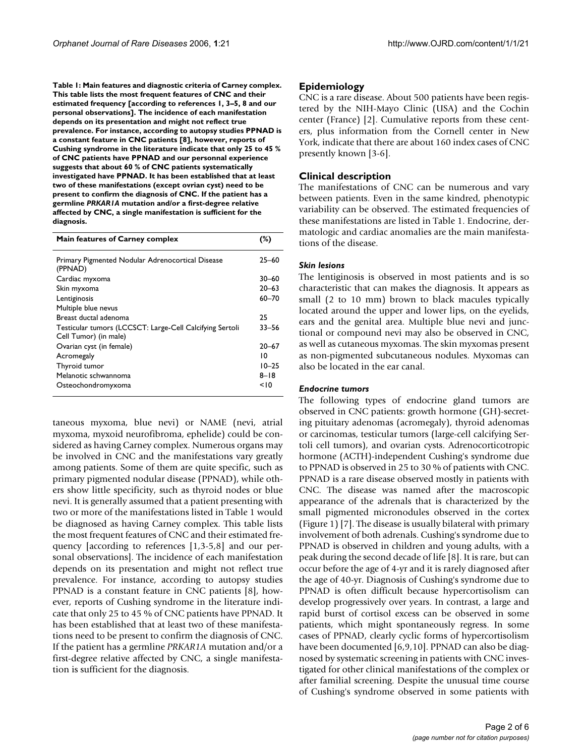**Table 1: Main features and diagnostic criteria of Carney complex. This table lists the most frequent features of CNC and their estimated frequency [according to references 1, 3–5, 8 and our personal observations]. The incidence of each manifestation depends on its presentation and might not reflect true prevalence. For instance, according to autopsy studies PPNAD is a constant feature in CNC patients [8], however, reports of Cushing syndrome in the literature indicate that only 25 to 45 % of CNC patients have PPNAD and our personnal experience suggests that about 60 % of CNC patients systematically investigated have PPNAD. It has been established that at least two of these manifestations (except ovrian cyst) need to be present to confirm the diagnosis of CNC. If the patient has a germline *PRKAR1A* mutation and/or a first-degree relative affected by CNC, a single manifestation is sufficient for the diagnosis.**

| Main features of Carney complex | (%) |
| --- | --- |
| Primary Pigmented Nodular Adrenocortical Disease (PPNAD) | 25–60 |
| Cardiac myxoma | 30–60 |
| Skin myxoma | 20–63 |
| Lentiginosis | 60–70 |
| Multiple blue nevus | |
| Breast ductal adenoma | 25 |
| Testicular tumors (LCCSCT: Large-Cell Calcifying Sertoli Cell Tumor) (in male) | 33–56 |
| Ovarian cyst (in female) | 20–67 |
| Acromegaly | 10 |
| Thyroid tumor | 10–25 |
| Melanotic schwannoma | 8–18 |
| Osteochondromyxoma | <10 |

taneous myxoma, blue nevi) or NAME (nevi, atrial myxoma, myxoid neurofibroma, ephelide) could be considered as having Carney complex. Numerous organs may be involved in CNC and the manifestations vary greatly among patients. Some of them are quite specific, such as primary pigmented nodular disease (PPNAD), while others show little specificity, such as thyroid nodes or blue nevi. It is generally assumed that a patient presenting with two or more of the manifestations listed in Table 1 would be diagnosed as having Carney complex. This table lists the most frequent features of CNC and their estimated frequency [according to references [1,3-5,8] and our personal observations]. The incidence of each manifestation depends on its presentation and might not reflect true prevalence. For instance, according to autopsy studies PPNAD is a constant feature in CNC patients [8], however, reports of Cushing syndrome in the literature indicate that only 25 to 45 % of CNC patients have PPNAD. It has been established that at least two of these manifestations need to be present to confirm the diagnosis of CNC. If the patient has a germline *PRKAR1A* mutation and/or a first-degree relative affected by CNC, a single manifestation is sufficient for the diagnosis.

## Epidemiology

CNC is a rare disease. About 500 patients have been registered by the NIH-Mayo Clinic (USA) and the Cochin center (France) [2]. Cumulative reports from these centers, plus information from the Cornell center in New York, indicate that there are about 160 index cases of CNC presently known [3-6].

## Clinical description

The manifestations of CNC can be numerous and vary between patients. Even in the same kindred, phenotypic variability can be observed. The estimated frequencies of these manifestations are listed in Table 1. Endocrine, dermatologic and cardiac anomalies are the main manifestations of the disease.

### *Skin lesions*

The lentiginosis is observed in most patients and is so characteristic that can makes the diagnosis. It appears as small (2 to 10 mm) brown to black macules typically located around the upper and lower lips, on the eyelids, ears and the genital area. Multiple blue nevi and junctional or compound nevi may also be observed in CNC, as well as cutaneous myxomas. The skin myxomas present as non-pigmented subcutaneous nodules. Myxomas can also be located in the ear canal.

### *Endocrine tumors*

The following types of endocrine gland tumors are observed in CNC patients: growth hormone (GH)-secreting pituitary adenomas (acromegaly), thyroid adenomas or carcinomas, testicular tumors (large-cell calcifying Sertoli cell tumors), and ovarian cysts. Adrenocorticotropic hormone (ACTH)-independent Cushing's syndrome due to PPNAD is observed in 25 to 30 % of patients with CNC. PPNAD is a rare disease observed mostly in patients with CNC. The disease was named after the macroscopic appearance of the adrenals that is characterized by the small pigmented micronodules observed in the cortex (Figure 1) [7]. The disease is usually bilateral with primary involvement of both adrenals. Cushing's syndrome due to PPNAD is observed in children and young adults, with a peak during the second decade of life [8]. It is rare, but can occur before the age of 4-yr and it is rarely diagnosed after the age of 40-yr. Diagnosis of Cushing's syndrome due to PPNAD is often difficult because hypercortisolism can develop progressively over years. In contrast, a large and rapid burst of cortisol excess can be observed in some patients, which might spontaneously regress. In some cases of PPNAD, clearly cyclic forms of hypercortisolism have been documented [6,9,10]. PPNAD can also be diagnosed by systematic screening in patients with CNC investigated for other clinical manifestations of the complex or after familial screening. Despite the unusual time course of Cushing's syndrome observed in some patients with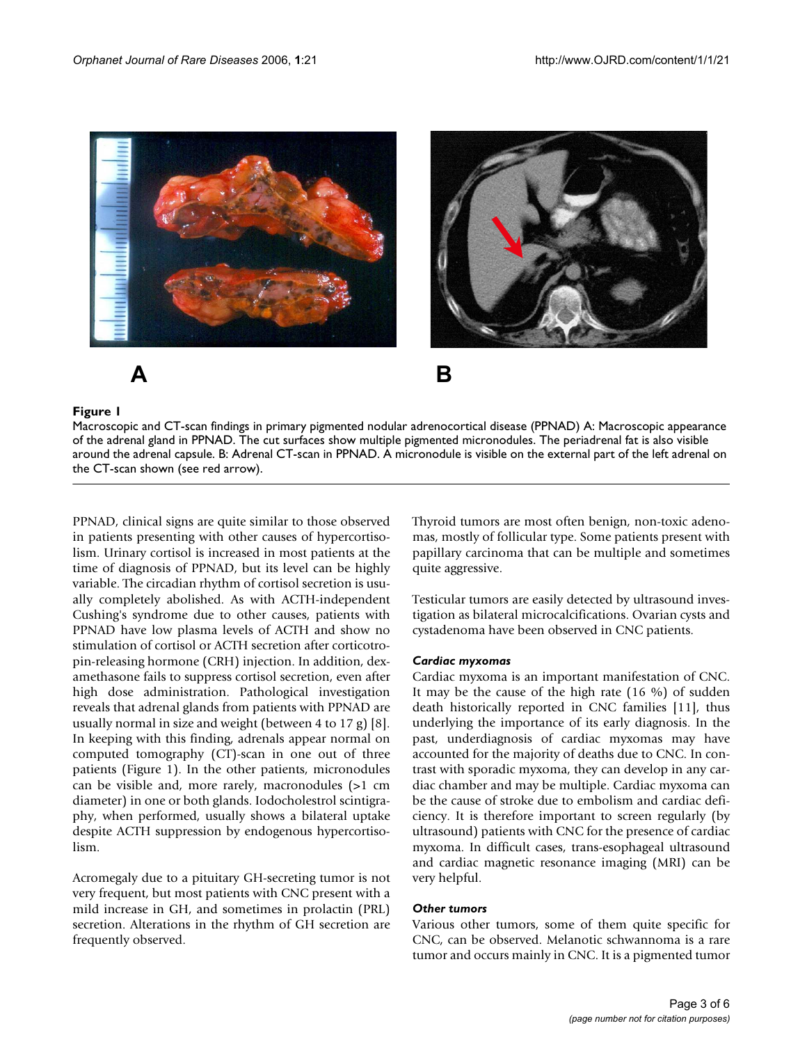A

B

**Figure 1**

Macroscopic and CT-scan findings in primary pigmented nodular adrenocortical disease (PPNAD) A: Macroscopic appearance of the adrenal gland in PPNAD. The cut surfaces show multiple pigmented micronodules. The periadrenal fat is also visible around the adrenal capsule. B: Adrenal CT-scan in PPNAD. A micronodule is visible on the external part of the left adrenal on the CT-scan shown (see red arrow).

PPNAD, clinical signs are quite similar to those observed in patients presenting with other causes of hypercortisolism. Urinary cortisol is increased in most patients at the time of diagnosis of PPNAD, but its level can be highly variable. The circadian rhythm of cortisol secretion is usually completely abolished. As with ACTH-independent Cushing's syndrome due to other causes, patients with PPNAD have low plasma levels of ACTH and show no stimulation of cortisol or ACTH secretion after corticotropin-releasing hormone (CRH) injection. In addition, dexamethasone fails to suppress cortisol secretion, even after high dose administration. Pathological investigation reveals that adrenal glands from patients with PPNAD are usually normal in size and weight (between 4 to 17 g) [8]. In keeping with this finding, adrenals appear normal on computed tomography (CT)-scan in one out of three patients (Figure 1). In the other patients, micronodules can be visible and, more rarely, macronodules (>1 cm diameter) in one or both glands. Iodocholestrol scintigraphy, when performed, usually shows a bilateral uptake despite ACTH suppression by endogenous hypercortisolism.

Acromegaly due to a pituitary GH-secreting tumor is not very frequent, but most patients with CNC present with a mild increase in GH, and sometimes in prolactin (PRL) secretion. Alterations in the rhythm of GH secretion are frequently observed.

Thyroid tumors are most often benign, non-toxic adenomas, mostly of follicular type. Some patients present with papillary carcinoma that can be multiple and sometimes quite aggressive.

Testicular tumors are easily detected by ultrasound investigation as bilateral microcalcifications. Ovarian cysts and cystadenoma have been observed in CNC patients.

### *Cardiac myxomas*

Cardiac myxoma is an important manifestation of CNC. It may be the cause of the high rate (16 %) of sudden death historically reported in CNC families [11], thus underlying the importance of its early diagnosis. In the past, underdiagnosis of cardiac myxomas may have accounted for the majority of deaths due to CNC. In contrast with sporadic myxoma, they can develop in any cardiac chamber and may be multiple. Cardiac myxoma can be the cause of stroke due to embolism and cardiac deficiency. It is therefore important to screen regularly (by ultrasound) patients with CNC for the presence of cardiac myxoma. In difficult cases, trans-esophageal ultrasound and cardiac magnetic resonance imaging (MRI) can be very helpful.

### *Other tumors*

Various other tumors, some of them quite specific for CNC, can be observed. Melanotic schwannoma is a rare tumor and occurs mainly in CNC. It is a pigmented tumor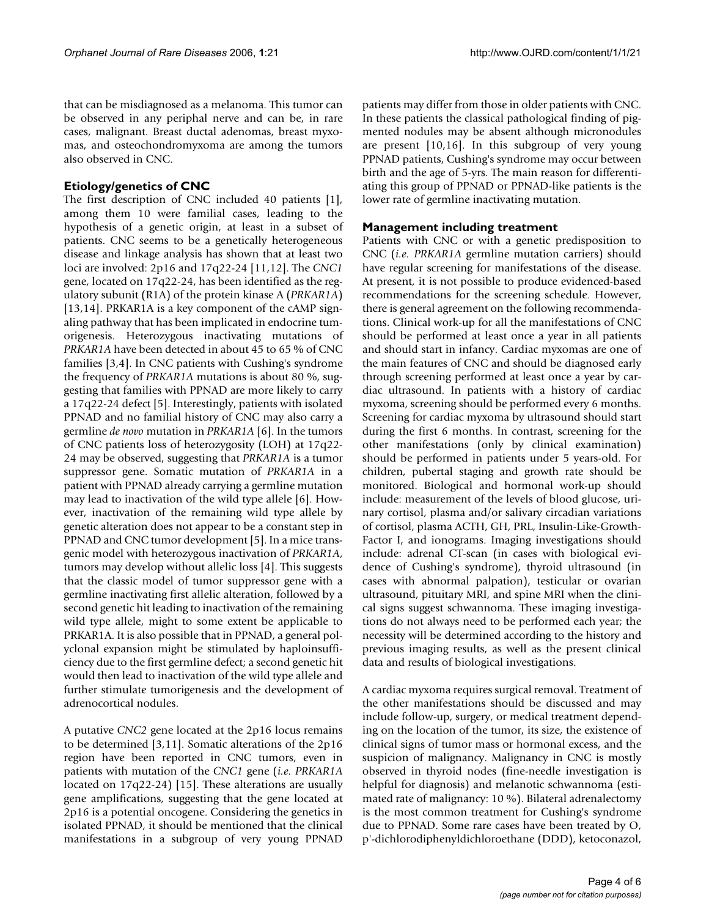that can be misdiagnosed as a melanoma. This tumor can be observed in any periphal nerve and can be, in rare cases, malignant. Breast ductal adenomas, breast myxomas, and osteochondromyxoma are among the tumors also observed in CNC.

## Etiology/genetics of CNC

The first description of CNC included 40 patients [1], among them 10 were familial cases, leading to the hypothesis of a genetic origin, at least in a subset of patients. CNC seems to be a genetically heterogeneous disease and linkage analysis has shown that at least two loci are involved: 2p16 and 17q22-24 [11,12]. The *CNC1* gene, located on 17q22-24, has been identified as the regulatory subunit (R1A) of the protein kinase A (*PRKAR1A*) [13,14]. PRKAR1A is a key component of the cAMP signaling pathway that has been implicated in endocrine tumorigenesis. Heterozygous inactivating mutations of *PRKAR1A* have been detected in about 45 to 65 % of CNC families [3,4]. In CNC patients with Cushing's syndrome the frequency of *PRKAR1A* mutations is about 80 %, suggesting that families with PPNAD are more likely to carry a 17q22-24 defect [5]. Interestingly, patients with isolated PPNAD and no familial history of CNC may also carry a germline *de novo* mutation in *PRKAR1A* [6]. In the tumors of CNC patients loss of heterozygosity (LOH) at 17q22-24 may be observed, suggesting that *PRKAR1A* is a tumor suppressor gene. Somatic mutation of *PRKAR1A* in a patient with PPNAD already carrying a germline mutation may lead to inactivation of the wild type allele [6]. However, inactivation of the remaining wild type allele by genetic alteration does not appear to be a constant step in PPNAD and CNC tumor development [5]. In a mice transgenic model with heterozygous inactivation of *PRKAR1A*, tumors may develop without allelic loss [4]. This suggests that the classic model of tumor suppressor gene with a germline inactivating first allelic alteration, followed by a second genetic hit leading to inactivation of the remaining wild type allele, might to some extent be applicable to PRKAR1A. It is also possible that in PPNAD, a general polyclonal expansion might be stimulated by haploinsufficiency due to the first germline defect; a second genetic hit would then lead to inactivation of the wild type allele and further stimulate tumorigenesis and the development of adrenocortical nodules.

A putative *CNC2* gene located at the 2p16 locus remains to be determined [3,11]. Somatic alterations of the 2p16 region have been reported in CNC tumors, even in patients with mutation of the *CNC1* gene (*i.e. PRKAR1A* located on 17q22-24) [15]. These alterations are usually gene amplifications, suggesting that the gene located at 2p16 is a potential oncogene. Considering the genetics in isolated PPNAD, it should be mentioned that the clinical manifestations in a subgroup of very young PPNAD patients may differ from those in older patients with CNC. In these patients the classical pathological finding of pigmented nodules may be absent although micronodules are present [10,16]. In this subgroup of very young PPNAD patients, Cushing's syndrome may occur between birth and the age of 5-yrs. The main reason for differentiating this group of PPNAD or PPNAD-like patients is the lower rate of germline inactivating mutation.

## Management including treatment

Patients with CNC or with a genetic predisposition to CNC (*i.e. PRKAR1A* germline mutation carriers) should have regular screening for manifestations of the disease. At present, it is not possible to produce evidenced-based recommendations for the screening schedule. However, there is general agreement on the following recommendations. Clinical work-up for all the manifestations of CNC should be performed at least once a year in all patients and should start in infancy. Cardiac myxomas are one of the main features of CNC and should be diagnosed early through screening performed at least once a year by cardiac ultrasound. In patients with a history of cardiac myxoma, screening should be performed every 6 months. Screening for cardiac myxoma by ultrasound should start during the first 6 months. In contrast, screening for the other manifestations (only by clinical examination) should be performed in patients under 5 years-old. For children, pubertal staging and growth rate should be monitored. Biological and hormonal work-up should include: measurement of the levels of blood glucose, urinary cortisol, plasma and/or salivary circadian variations of cortisol, plasma ACTH, GH, PRL, Insulin-Like-Growth-Factor I, and ionograms. Imaging investigations should include: adrenal CT-scan (in cases with biological evidence of Cushing's syndrome), thyroid ultrasound (in cases with abnormal palpation), testicular or ovarian ultrasound, pituitary MRI, and spine MRI when the clinical signs suggest schwannoma. These imaging investigations do not always need to be performed each year; the necessity will be determined according to the history and previous imaging results, as well as the present clinical data and results of biological investigations.

A cardiac myxoma requires surgical removal. Treatment of the other manifestations should be discussed and may include follow-up, surgery, or medical treatment depending on the location of the tumor, its size, the existence of clinical signs of tumor mass or hormonal excess, and the suspicion of malignancy. Malignancy in CNC is mostly observed in thyroid nodes (fine-needle investigation is helpful for diagnosis) and melanotic schwannoma (estimated rate of malignancy: 10 %). Bilateral adrenalectomy is the most common treatment for Cushing's syndrome due to PPNAD. Some rare cases have been treated by O, p'-dichlorodiphenyldichloroethane (DDD), ketoconazol,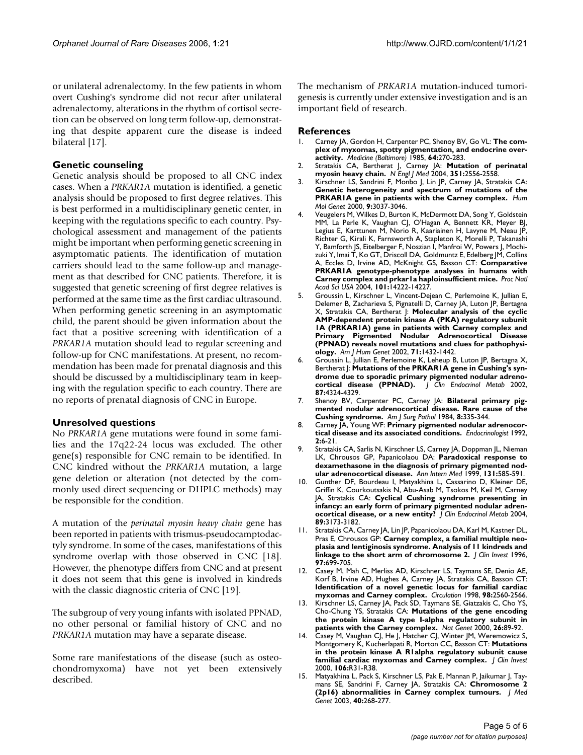or unilateral adrenalectomy. In the few patients in whom overt Cushing's syndrome did not recur after unilateral adrenalectomy, alterations in the rhythm of cortisol secretion can be observed on long term follow-up, demonstrating that despite apparent cure the disease is indeed bilateral [17].

## Genetic counseling

Genetic analysis should be proposed to all CNC index cases. When a *PRKAR1A* mutation is identified, a genetic analysis should be proposed to first degree relatives. This is best performed in a multidisciplinary genetic center, in keeping with the regulations specific to each country. Psychological assessment and management of the patients might be important when performing genetic screening in asymptomatic patients. The identification of mutation carriers should lead to the same follow-up and management as that described for CNC patients. Therefore, it is suggested that genetic screening of first degree relatives is performed at the same time as the first cardiac ultrasound. When performing genetic screening in an asymptomatic child, the parent should be given information about the fact that a positive screening with identification of a *PRKAR1A* mutation should lead to regular screening and follow-up for CNC manifestations. At present, no recommendation has been made for prenatal diagnosis and this should be discussed by a multidisciplinary team in keeping with the regulation specific to each country. There are no reports of prenatal diagnosis of CNC in Europe.

## Unresolved questions

No *PRKAR1A* gene mutations were found in some families and the 17q22-24 locus was excluded. The other gene(s) responsible for CNC remain to be identified. In CNC kindred without the *PRKAR1A* mutation, a large gene deletion or alteration (not detected by the commonly used direct sequencing or DHPLC methods) may be responsible for the condition.

A mutation of the *perinatal myosin heavy chain* gene has been reported in patients with trismus-pseudocamptodactyly syndrome. In some of the cases, manifestations of this syndrome overlap with those observed in CNC [18]. However, the phenotype differs from CNC and at present it does not seem that this gene is involved in kindreds with the classic diagnostic criteria of CNC [19].

The subgroup of very young infants with isolated PPNAD, no other personal or familial history of CNC and no *PRKAR1A* mutation may have a separate disease.

Some rare manifestations of the disease (such as osteochondromyxoma) have not yet been extensively described.

The mechanism of *PRKAR1A* mutation-induced tumorigenesis is currently under extensive investigation and is an important field of research.

## References

1. Carney JA, Gordon H, Carpenter PC, Shenoy BV, Go VL: **The complex of myxomas, spotty pigmentation, and endocrine overactivity.** *Medicine (Baltimore)* 1985, **64:**270-283.
2. Stratakis CA, Bertherat J, Carney JA: **Mutation of perinatal myosin heavy chain.** *N Engl J Med* 2004, **351:**2556-2558.
3. Kirschner LS, Sandrini F, Monbo J, Lin JP, Carney JA, Stratakis CA: **Genetic heterogeneity and spectrum of mutations of the PRKAR1A gene in patients with the Carney complex.** *Hum Mol Genet* 2000, **9:**3037-3046.
4. Veugelers M, Wilkes D, Burton K, McDermott DA, Song Y, Goldstein MM, La Perle K, Vaughan CJ, O'Hagan A, Bennett KR, Meyer BJ, Legius E, Karttunen M, Norio R, Kaariainen H, Lavyne M, Neau JP, Richter G, Kirali K, Farnsworth A, Stapleton K, Morelli P, Takanashi Y, Bamforth JS, Eitelberger F, Noszian I, Manfroi W, Powers J, Mochizuki Y, Imai T, Ko GT, Driscoll DA, Goldmuntz E, Edelberg JM, Collins A, Eccles D, Irvine AD, McKnight GS, Basson CT: **Comparative PRKAR1A genotype-phenotype analyses in humans with Carney complex and prkar1a haploinsufficient mice.** *Proc Natl Acad Sci USA* 2004, **101:**14222-14227.
5. Groussin L, Kirschner L, Vincent-Dejean C, Perlemoine K, Jullian E, Delemer B, Zacharieva S, Pignatelli D, Carney JA, Luton JP, Bertagna X, Stratakis CA, Bertherat J: **Molecular analysis of the cyclic AMP-dependent protein kinase A (PKA) regulatory subunit 1A (PRKAR1A) gene in patients with Carney complex and Primary Pigmented Nodular Adrenocortical Disease (PPNAD) reveals novel mutations and clues for pathophysiology.** *Am J Hum Genet* 2002, **71:**1432-1442.
6. Groussin L, Jullian E, Perlemoine K, Leheup B, Luton JP, Bertagna X, Bertherat J: **Mutations of the PRKAR1A gene in Cushing's syndrome due to sporadic primary pigmented nodular adrenocortical disease (PPNAD).** *J Clin Endocrinol Metab* 2002, **87:**4324-4329.
7. Shenoy BV, Carpenter PC, Carney JA: **Bilateral primary pigmented nodular adrenocortical disease. Rare cause of the Cushing syndrome.** *Am J Surg Pathol* 1984, **8:**335-344.
8. Carney JA, Young WF: **Primary pigmented nodular adrenocortical disease and its associated conditions.** *Endocrinologist* 1992, **2:**6-21.
9. Stratakis CA, Sarlis N, Kirschner LS, Carney JA, Doppman JL, Nieman LK, Chrousos GP, Papanicolaou DA: **Paradoxical response to dexamethasone in the diagnosis of primary pigmented nodular adrenocortical disease.** *Ann Intern Med* 1999, **131:**585-591.
10. Gunther DF, Bourdeau I, Matyakhina L, Cassarino D, Kleiner DE, Griffin K, Courkoutsakis N, Abu-Asab M, Tsokos M, Keil M, Carney JA, Stratakis CA: **Cyclical Cushing syndrome presenting in infancy: an early form of primary pigmented nodular adrenocortical disease, or a new entity?** *J Clin Endocrinol Metab* 2004, **89:**3173-3182.
11. Stratakis CA, Carney JA, Lin JP, Papanicolaou DA, Karl M, Kastner DL, Pras E, Chrousos GP: **Carney complex, a familial multiple neoplasia and lentiginosis syndrome. Analysis of 11 kindreds and linkage to the short arm of chromosome 2.** *J Clin Invest* 1996, **97:**699-705.
12. Casey M, Mah C, Merliss AD, Kirschner LS, Taymans SE, Denio AE, Korf B, Irvine AD, Hughes A, Carney JA, Stratakis CA, Basson CT: **Identification of a novel genetic locus for familial cardiac myxomas and Carney complex.** *Circulation* 1998, **98:**2560-2566.
13. Kirschner LS, Carney JA, Pack SD, Taymans SE, Giatzakis C, Cho YS, Cho-Chung YS, Stratakis CA: **Mutations of the gene encoding the protein kinase A type I-alpha regulatory subunit in patients with the Carney complex.** *Nat Genet* 2000, **26:**89-92.
14. Casey M, Vaughan CJ, He J, Hatcher CJ, Winter JM, Weremowicz S, Montgomery K, Kucherlapati R, Morton CC, Basson CT: **Mutations in the protein kinase A R1alpha regulatory subunit cause familial cardiac myxomas and Carney complex.** *J Clin Invest* 2000, **106:**R31-R38.
15. Matyakhina L, Pack S, Kirschner LS, Pak E, Mannan P, Jaikumar J, Taymans SE, Sandrini F, Carney JA, Stratakis CA: **Chromosome 2 (2p16) abnormalities in Carney complex tumours.** *J Med Genet* 2003, **40:**268-277.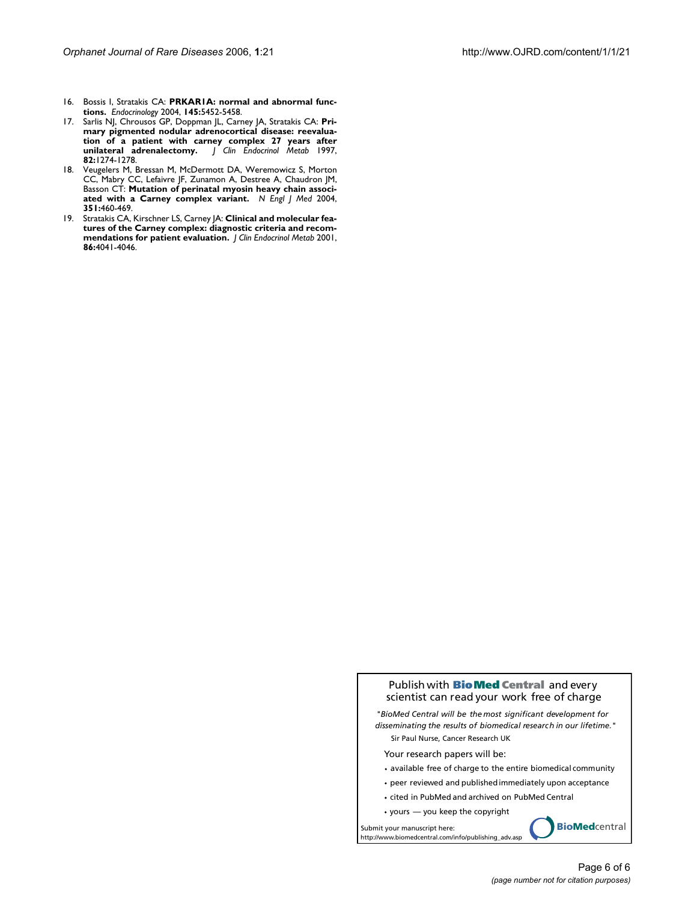16. Bossis I, Stratakis CA: **PRKAR1A: normal and abnormal functions.** *Endocrinology* 2004, **145:**5452-5458.
17. Sarlis NJ, Chrousos GP, Doppman JL, Carney JA, Stratakis CA: **Primary pigmented nodular adrenocortical disease: reevaluation of a patient with carney complex 27 years after unilateral adrenalectomy.** *J Clin Endocrinol Metab* 1997, **82:**1274-1278.
18. Veugelers M, Bressan M, McDermott DA, Weremowicz S, Morton CC, Mabry CC, Lefaivre JF, Zunamon A, Destree A, Chaudron JM, Basson CT: **Mutation of perinatal myosin heavy chain associated with a Carney complex variant.** *N Engl J Med* 2004, **351:**460-469.
19. Stratakis CA, Kirschner LS, Carney JA: **Clinical and molecular features of the Carney complex: diagnostic criteria and recommendations for patient evaluation.** *J Clin Endocrinol Metab* 2001, **86:**4041-4046.

Publish with **BioMed Central** and every scientist can read your work free of charge

*"BioMed Central will be the most significant development for disseminating the results of biomedical research in our lifetime."*

Sir Paul Nurse, Cancer Research UK

Your research papers will be:

- available free of charge to the entire biomedical community
- peer reviewed and published immediately upon acceptance
- cited in PubMed and archived on PubMed Central
- yours — you keep the copyright

Submit your manuscript here:
http://www.biomedcentral.com/info/publishing_adv.asp

**BioMed**central